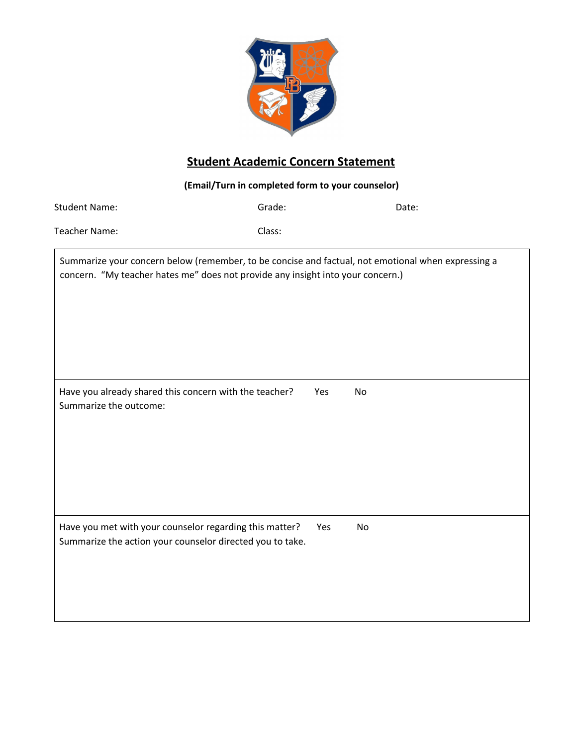## Student Academic Concern Statement

**(Email/Turn in completed form to your counselor)**

Student Name: Grade: Date:

Teacher Name: Class:

Summarize your concern below (remember, to be concise and factual, not emotional when expressing a concern. "My teacher hates me" does not provide any insight into your concern.)

Have you already shared this concern with the teacher? Yes No

Summarize the outcome:

Have you met with your counselor regarding this matter? Yes No

Summarize the action your counselor directed you to take.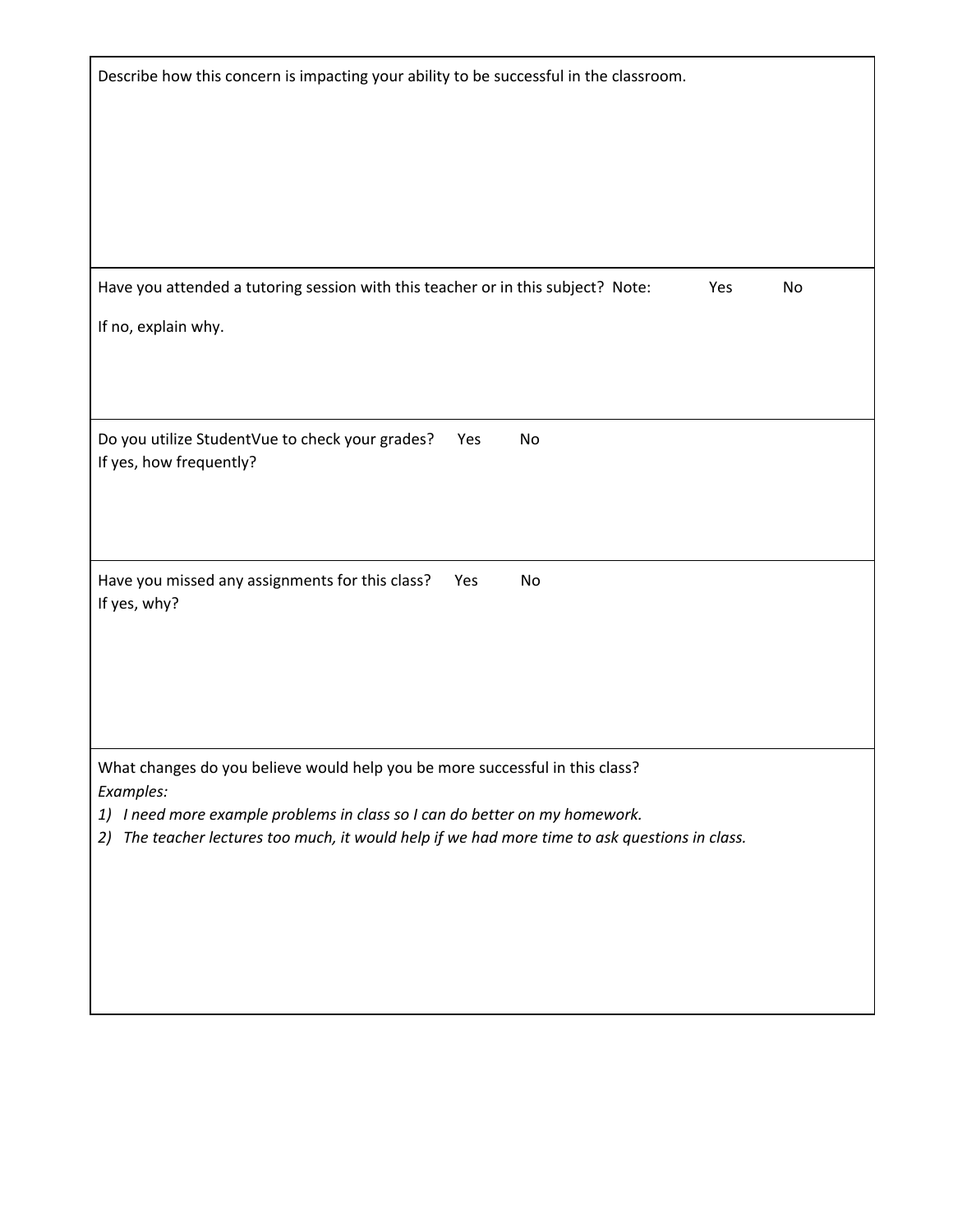Describe how this concern is impacting your ability to be successful in the classroom.

Have you attended a tutoring session with this teacher or in this subject? Note: Yes No

If no, explain why.

Do you utilize StudentVue to check your grades? Yes No
If yes, how frequently?

Have you missed any assignments for this class? Yes No
If yes, why?

What changes do you believe would help you be more successful in this class?
*Examples:*

1) *I need more example problems in class so I can do better on my homework.*
2) *The teacher lectures too much, it would help if we had more time to ask questions in class.*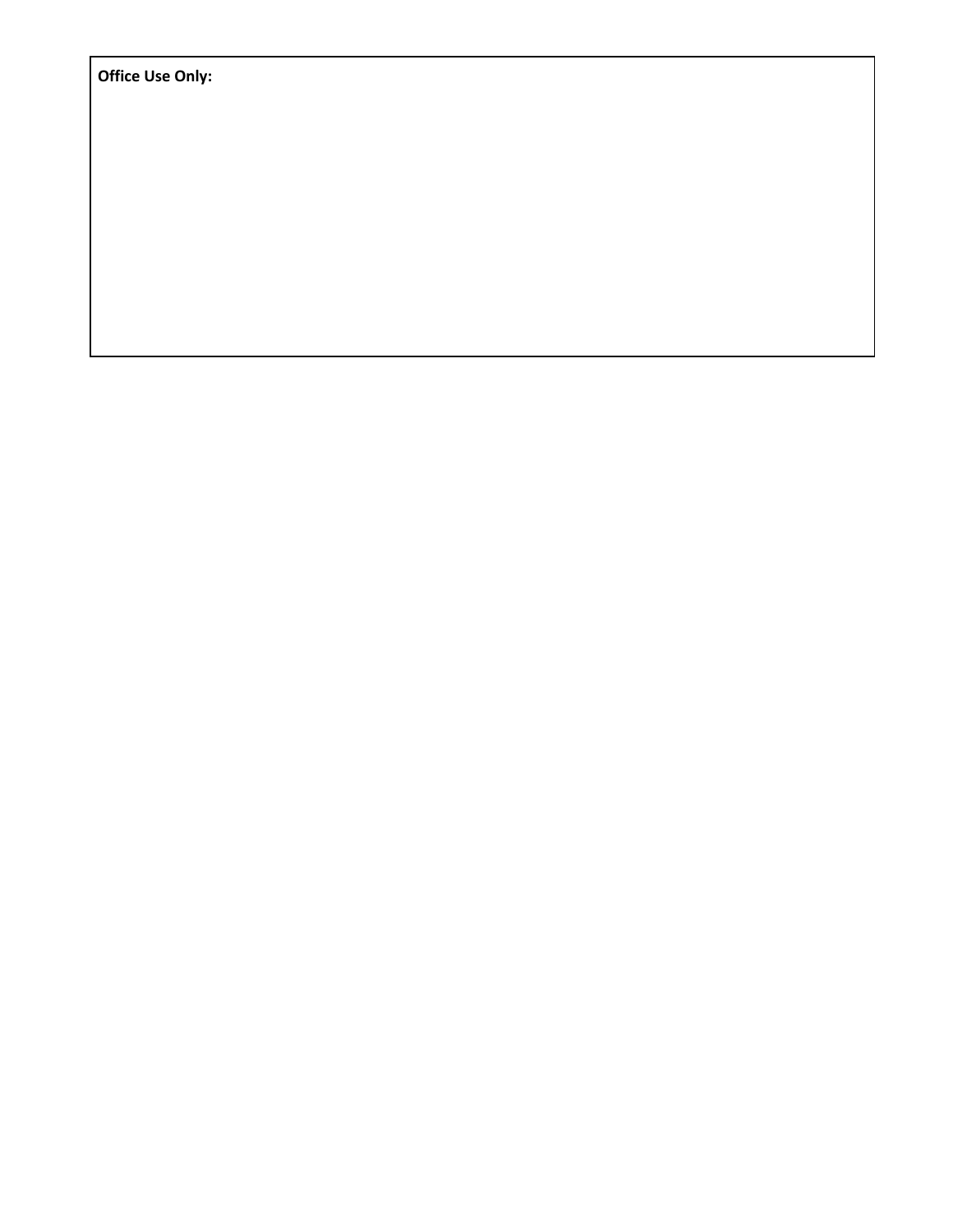**Office Use Only:**